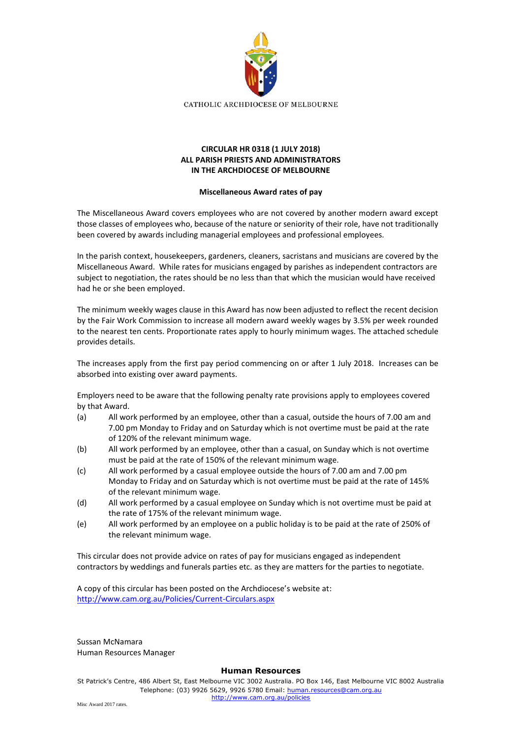CATHOLIC ARCHDIOCESE OF MELBOURNE

**CIRCULAR HR 0318 (1 JULY 2018)**
**ALL PARISH PRIESTS AND ADMINISTRATORS**
**IN THE ARCHDIOCESE OF MELBOURNE**

**Miscellaneous Award rates of pay**

The Miscellaneous Award covers employees who are not covered by another modern award except those classes of employees who, because of the nature or seniority of their role, have not traditionally been covered by awards including managerial employees and professional employees.

In the parish context, housekeepers, gardeners, cleaners, sacristans and musicians are covered by the Miscellaneous Award. While rates for musicians engaged by parishes as independent contractors are subject to negotiation, the rates should be no less than that which the musician would have received had he or she been employed.

The minimum weekly wages clause in this Award has now been adjusted to reflect the recent decision by the Fair Work Commission to increase all modern award weekly wages by 3.5% per week rounded to the nearest ten cents. Proportionate rates apply to hourly minimum wages. The attached schedule provides details.

The increases apply from the first pay period commencing on or after 1 July 2018. Increases can be absorbed into existing over award payments.

Employers need to be aware that the following penalty rate provisions apply to employees covered by that Award.

(a) All work performed by an employee, other than a casual, outside the hours of 7.00 am and 7.00 pm Monday to Friday and on Saturday which is not overtime must be paid at the rate of 120% of the relevant minimum wage.

(b) All work performed by an employee, other than a casual, on Sunday which is not overtime must be paid at the rate of 150% of the relevant minimum wage.

(c) All work performed by a casual employee outside the hours of 7.00 am and 7.00 pm Monday to Friday and on Saturday which is not overtime must be paid at the rate of 145% of the relevant minimum wage.

(d) All work performed by a casual employee on Sunday which is not overtime must be paid at the rate of 175% of the relevant minimum wage.

(e) All work performed by an employee on a public holiday is to be paid at the rate of 250% of the relevant minimum wage.

This circular does not provide advice on rates of pay for musicians engaged as independent contractors by weddings and funerals parties etc. as they are matters for the parties to negotiate.

A copy of this circular has been posted on the Archdiocese's website at:
http://www.cam.org.au/Policies/Current-Circulars.aspx

Sussan McNamara
Human Resources Manager

**Human Resources**
St Patrick's Centre, 486 Albert St, East Melbourne VIC 3002 Australia. PO Box 146, East Melbourne VIC 8002 Australia
Telephone: (03) 9926 5629, 9926 5780 Email: human.resources@cam.org.au
http://www.cam.org.au/policies

Misc Award 2017 rates.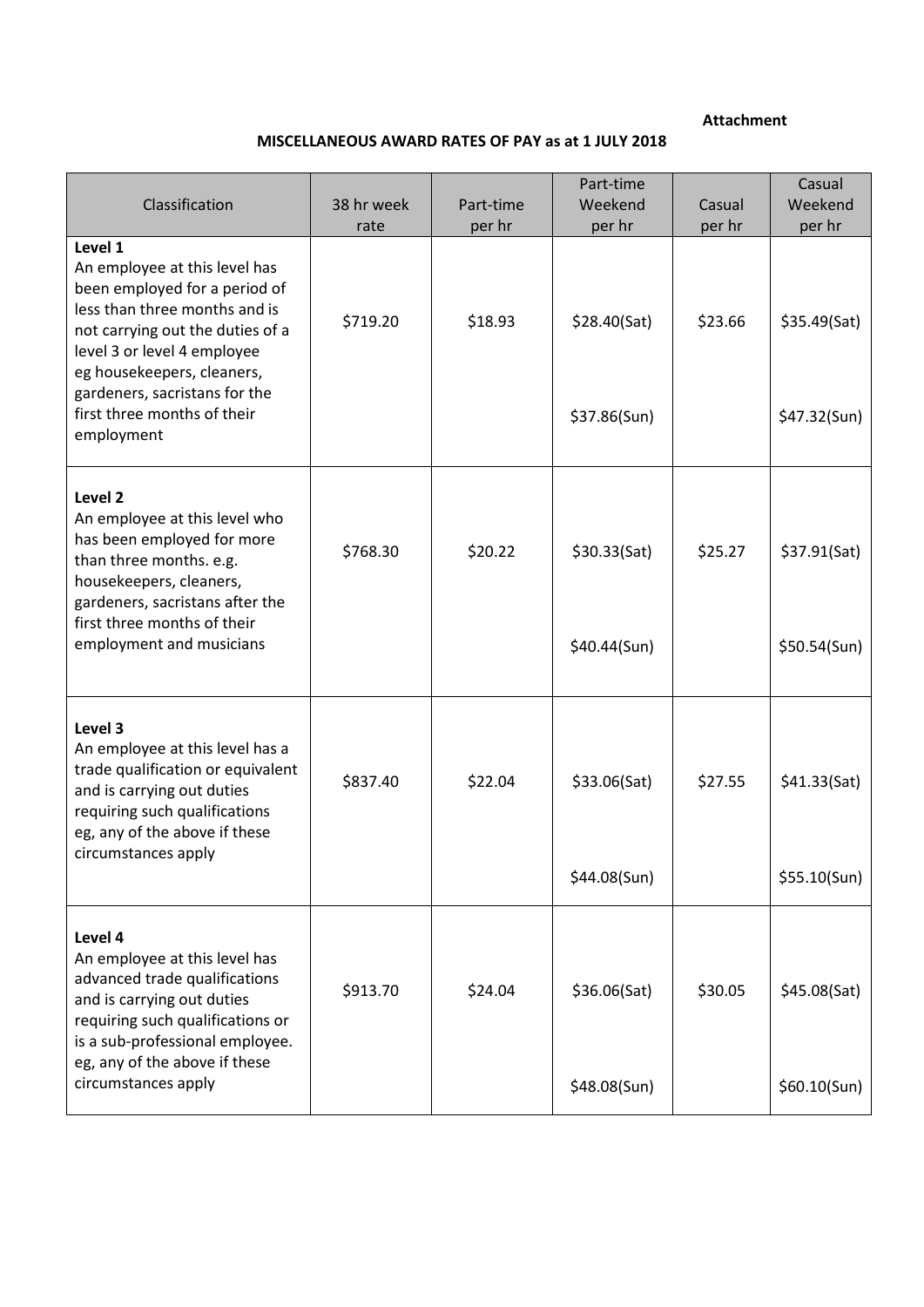**Attachment**

**MISCELLANEOUS AWARD RATES OF PAY as at 1 JULY 2018**

| Classification | 38 hr week rate | Part-time per hr | Part-time Weekend per hr | Casual per hr | Casual Weekend per hr |
|---|---|---|---|---|---|
| **Level 1** An employee at this level has been employed for a period of less than three months and is not carrying out the duties of a level 3 or level 4 employee eg housekeepers, cleaners, gardeners, sacristans for the first three months of their employment | $719.20 | $18.93 | $28.40(Sat) $37.86(Sun) | $23.66 | $35.49(Sat) $47.32(Sun) |
| **Level 2** An employee at this level who has been employed for more than three months. e.g. housekeepers, cleaners, gardeners, sacristans after the first three months of their employment and musicians | $768.30 | $20.22 | $30.33(Sat) $40.44(Sun) | $25.27 | $37.91(Sat) $50.54(Sun) |
| **Level 3** An employee at this level has a trade qualification or equivalent and is carrying out duties requiring such qualifications eg, any of the above if these circumstances apply | $837.40 | $22.04 | $33.06(Sat) $44.08(Sun) | $27.55 | $41.33(Sat) $55.10(Sun) |
| **Level 4** An employee at this level has advanced trade qualifications and is carrying out duties requiring such qualifications or is a sub-professional employee. eg, any of the above if these circumstances apply | $913.70 | $24.04 | $36.06(Sat) $48.08(Sun) | $30.05 | $45.08(Sat) $60.10(Sun) |